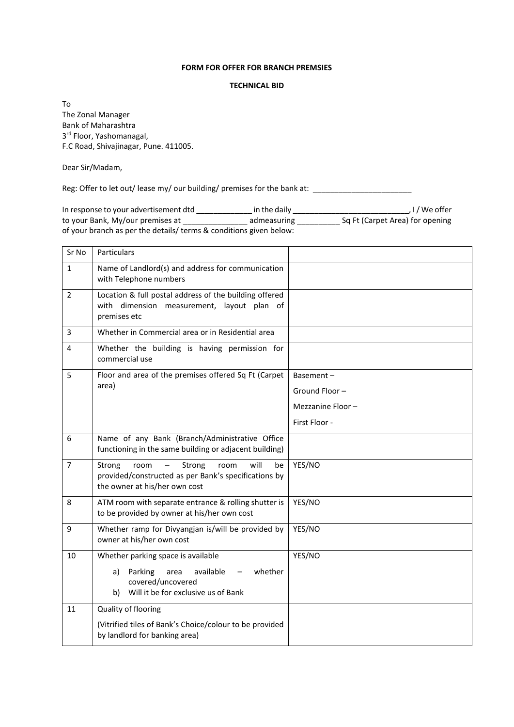**FORM FOR OFFER FOR BRANCH PREMSIES**

**TECHNICAL BID**

To
The Zonal Manager
Bank of Maharashtra
3rd Floor, Yashomanagal,
F.C Road, Shivajinagar, Pune. 411005.

Dear Sir/Madam,

Reg: Offer to let out/ lease my/ our building/ premises for the bank at: _______________________

In response to your advertisement dtd _____________ in the daily ___________________________, I / We offer to your Bank, My/our premises at _______________ admeasuring __________ Sq Ft (Carpet Area) for opening of your branch as per the details/ terms & conditions given below:

| Sr No | Particulars | |
|---|---|---|
| 1 | Name of Landlord(s) and address for communication with Telephone numbers | |
| 2 | Location & full postal address of the building offered with dimension measurement, layout plan of premises etc | |
| 3 | Whether in Commercial area or in Residential area | |
| 4 | Whether the building is having permission for commercial use | |
| 5 | Floor and area of the premises offered Sq Ft (Carpet area) | Basement –<br>Ground Floor –<br>Mezzanine Floor –<br>First Floor - |
| 6 | Name of any Bank (Branch/Administrative Office functioning in the same building or adjacent building) | |
| 7 | Strong room – Strong room will be provided/constructed as per Bank's specifications by the owner at his/her own cost | YES/NO |
| 8 | ATM room with separate entrance & rolling shutter is to be provided by owner at his/her own cost | YES/NO |
| 9 | Whether ramp for Divyangjan is/will be provided by owner at his/her own cost | YES/NO |
| 10 | Whether parking space is available<br>a) Parking area available – whether covered/uncovered<br>b) Will it be for exclusive us of Bank | YES/NO |
| 11 | Quality of flooring<br>(Vitrified tiles of Bank's Choice/colour to be provided by landlord for banking area) | |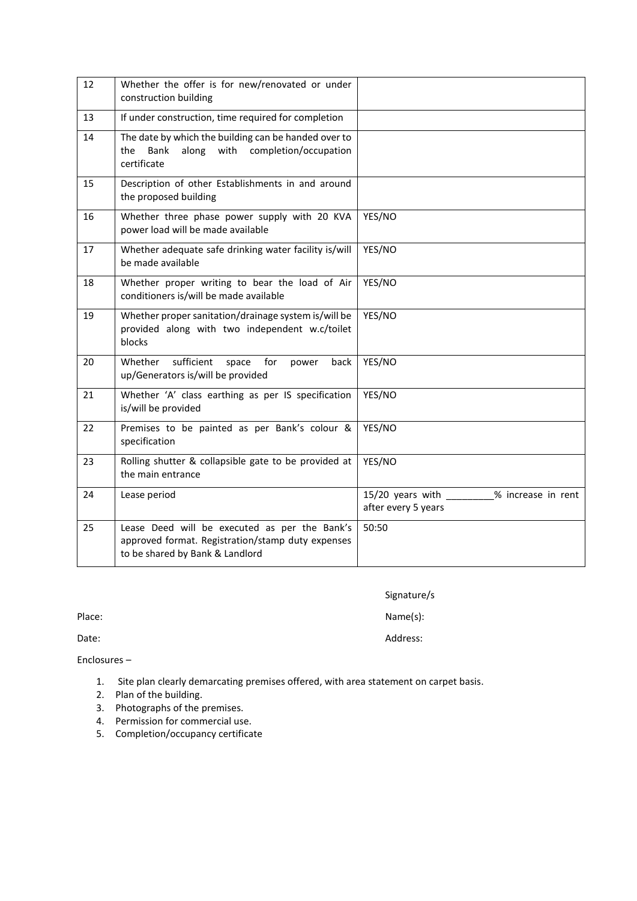| | | |
|---|---|---|
| 12 | Whether the offer is for new/renovated or under construction building | |
| 13 | If under construction, time required for completion | |
| 14 | The date by which the building can be handed over to the Bank along with completion/occupation certificate | |
| 15 | Description of other Establishments in and around the proposed building | |
| 16 | Whether three phase power supply with 20 KVA power load will be made available | YES/NO |
| 17 | Whether adequate safe drinking water facility is/will be made available | YES/NO |
| 18 | Whether proper writing to bear the load of Air conditioners is/will be made available | YES/NO |
| 19 | Whether proper sanitation/drainage system is/will be provided along with two independent w.c/toilet blocks | YES/NO |
| 20 | Whether sufficient space for power back up/Generators is/will be provided | YES/NO |
| 21 | Whether 'A' class earthing as per IS specification is/will be provided | YES/NO |
| 22 | Premises to be painted as per Bank's colour & specification | YES/NO |
| 23 | Rolling shutter & collapsible gate to be provided at the main entrance | YES/NO |
| 24 | Lease period | 15/20 years with _________% increase in rent after every 5 years |
| 25 | Lease Deed will be executed as per the Bank's approved format. Registration/stamp duty expenses to be shared by Bank & Landlord | 50:50 |

Signature/s

Place: Name(s):

Date: Address:

Enclosures –

1. Site plan clearly demarcating premises offered, with area statement on carpet basis.
2. Plan of the building.
3. Photographs of the premises.
4. Permission for commercial use.
5. Completion/occupancy certificate